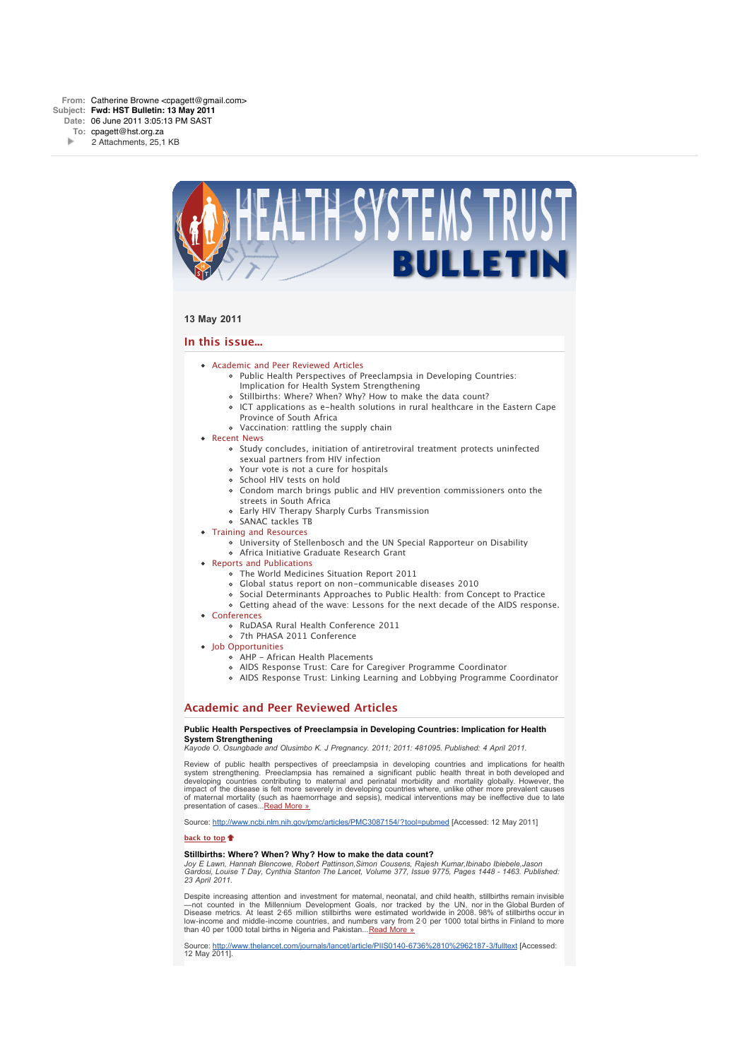**From:** Catherine Browne <cpagett@gmail.com>
**Subject:** **Fwd: HST Bulletin: 13 May 2011**
**Date:** 06 June 2011 3:05:13 PM SAST
**To:** cpagett@hst.org.za
2 Attachments, 25,1 KB

# HEALTH SYSTEMS TRUST BULLETIN

**13 May 2011**

## In this issue...

- Academic and Peer Reviewed Articles
  - Public Health Perspectives of Preeclampsia in Developing Countries: Implication for Health System Strengthening
  - Stillbirths: Where? When? Why? How to make the data count?
  - ICT applications as e-health solutions in rural healthcare in the Eastern Cape Province of South Africa
  - Vaccination: rattling the supply chain
- Recent News
  - Study concludes, initiation of antiretroviral treatment protects uninfected sexual partners from HIV infection
  - Your vote is not a cure for hospitals
  - School HIV tests on hold
  - Condom march brings public and HIV prevention commissioners onto the streets in South Africa
  - Early HIV Therapy Sharply Curbs Transmission
  - SANAC tackles TB
- Training and Resources
  - University of Stellenbosch and the UN Special Rapporteur on Disability
  - Africa Initiative Graduate Research Grant
- Reports and Publications
  - The World Medicines Situation Report 2011
  - Global status report on non-communicable diseases 2010
  - Social Determinants Approaches to Public Health: from Concept to Practice
  - Getting ahead of the wave: Lessons for the next decade of the AIDS response.
- Conferences
  - RuDASA Rural Health Conference 2011
  - 7th PHASA 2011 Conference
- Job Opportunities
  - AHP - African Health Placements
  - AIDS Response Trust: Care for Caregiver Programme Coordinator
  - AIDS Response Trust: Linking Learning and Lobbying Programme Coordinator

## Academic and Peer Reviewed Articles

**Public Health Perspectives of Preeclampsia in Developing Countries: Implication for Health System Strengthening**
*Kayode O. Osungbade and Olusimbo K. J Pregnancy. 2011; 2011: 481095. Published: 4 April 2011.*

Review of public health perspectives of preeclampsia in developing countries and implications for health system strengthening. Preeclampsia has remained a significant public health threat in both developed and developing countries contributing to maternal and perinatal morbidity and mortality globally. However, the impact of the disease is felt more severely in developing countries where, unlike other more prevalent causes of maternal mortality (such as haemorrhage and sepsis), medical interventions may be ineffective due to late presentation of cases...Read More »

Source: http://www.ncbi.nlm.nih.gov/pmc/articles/PMC3087154/?tool=pubmed [Accessed: 12 May 2011]

back to top

**Stillbirths: Where? When? Why? How to make the data count?**
*Joy E Lawn, Hannah Blencowe, Robert Pattinson,Simon Cousens, Rajesh Kumar,Ibinabo Ibiebele,Jason Gardosi, Louise T Day, Cynthia Stanton The Lancet, Volume 377, Issue 9775, Pages 1448 - 1463. Published: 23 April 2011.*

Despite increasing attention and investment for maternal, neonatal, and child health, stillbirths remain invisible—not counted in the Millennium Development Goals, nor tracked by the UN, nor in the Global Burden of Disease metrics. At least 2·65 million stillbirths were estimated worldwide in 2008. 98% of stillbirths occur in low-income and middle-income countries, and numbers vary from 2·0 per 1000 total births in Finland to more than 40 per 1000 total births in Nigeria and Pakistan...Read More »

Source: http://www.thelancet.com/journals/lancet/article/PIIS0140-6736%2810%2962187-3/fulltext [Accessed: 12 May 2011].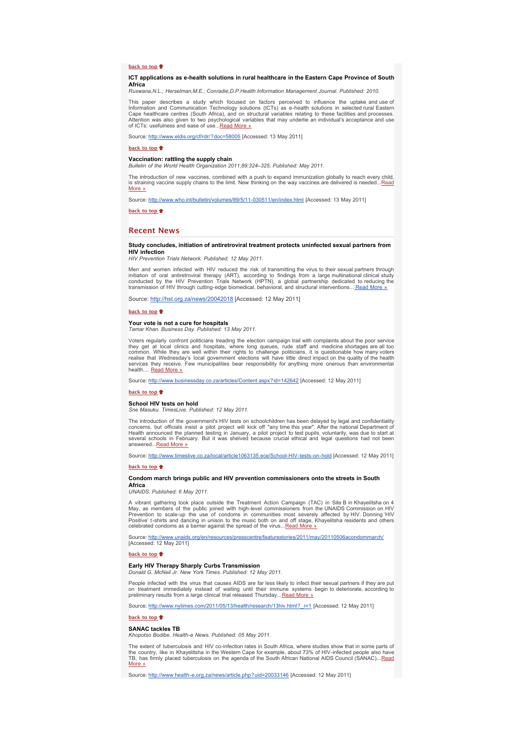[back to top](#)

### ICT applications as e-health solutions in rural healthcare in the Eastern Cape Province of South Africa

*Ruxwana,N.L.; Herselman,M.E.; Conradie,D.P.Health Information Management Journal. Published: 2010.*

This paper describes a study which focused on factors perceived to influence the uptake and use of Information and Communication Technology solutions (ICTs) as e-health solutions in selected rural Eastern Cape healthcare centres (South Africa), and on structural variables relating to these facilities and processes. Attention was also given to two psychological variables that may underlie an individual's acceptance and use of ICTs: usefulness and ease of use...Read More »

Source: http://www.eldis.org/cf/rdr/?doc=58005 [Accessed: 13 May 2011]

[back to top](#)

### Vaccination: rattling the supply chain

*Bulletin of the World Health Organization 2011;89:324–325. Published: May 2011.*

The introduction of new vaccines, combined with a push to expand immunization globally to reach every child, is straining vaccine supply chains to the limit. New thinking on the way vaccines are delivered is needed...Read More »

Source: http://www.who.int/bulletin/volumes/89/5/11-030511/en/index.html [Accessed: 13 May 2011]

[back to top](#)

## Recent News

### Study concludes, initiation of antiretroviral treatment protects uninfected sexual partners from HIV infection

*HIV Prevention Trials Network. Published: 12 May 2011.*

Men and women infected with HIV reduced the risk of transmitting the virus to their sexual partners through initiation of oral antiretroviral therapy (ART), according to findings from a large multinational clinical study conducted by the HIV Prevention Trials Network (HPTN), a global partnership dedicated to reducing the transmission of HIV through cutting-edge biomedical, behavioral, and structural interventions... Read More »

Source: http://hst.org.za/news/20042018 [Accessed: 12 May 2011]

[back to top](#)

### Your vote is not a cure for hospitals

*Tamar Khan. Business Day. Published: 13 May 2011.*

Voters regularly confront politicians treading the election campaign trail with complaints about the poor service they get at local clinics and hospitals, where long queues, rude staff and medicine shortages are all too common. While they are well within their rights to challenge politicians, it is questionable how many voters realise that Wednesday's local government elections will have little direct impact on the quality of the health services they receive. Few municipalities bear responsibility for anything more onerous than environmental health.... Read More »

Source: http://www.businessday.co.za/articles/Content.aspx?id=142642 [Accessed: 12 May 2011]

[back to top](#)

### School HIV tests on hold

*Sne Masuku. TimesLive. Published: 12 May 2011.*

The introduction of the government's HIV tests on schoolchildren has been delayed by legal and confidentiality concerns, but officials insist a pilot project will kick off "any time this year". After the national Department of Health announced the planned testing in January, a pilot project to test pupils, voluntarily, was due to start at several schools in February. But it was shelved because crucial ethical and legal questions had not been answered...Read More »

Source: http://www.timeslive.co.za/local/article1063135.ece/School-HIV-tests-on-hold [Accessed: 12 May 2011]

[back to top](#)

### Condom march brings public and HIV prevention commissioners onto the streets in South Africa

*UNAIDS. Published: 6 May 2011.*

A vibrant gathering took place outside the Treatment Action Campaign (TAC) in Site B in Khayelitsha on 4 May, as members of the public joined with high-level commissioners from the UNAIDS Commission on HIV Prevention to scale-up the use of condoms in communities most severely affected by HIV. Donning 'HIV Positive' t-shirts and dancing in unison to the music both on and off stage, Khayelitsha residents and others celebrated condoms as a barrier against the spread of the virus...Read More »

Source: http://www.unaids.org/en/resources/presscentre/featurestories/2011/may/20110506acondommarch/ [Accessed: 12 May 2011]

[back to top](#)

### Early HIV Therapy Sharply Curbs Transmission

*Donald G. McNeil Jr. New York Times. Published: 12 May 2011.*

People infected with the virus that causes AIDS are far less likely to infect their sexual partners if they are put on treatment immediately instead of waiting until their immune systems begin to deteriorate, according to preliminary results from a large clinical trial released Thursday...Read More »

Source: http://www.nytimes.com/2011/05/13/health/research/13hiv.html?_r=1 [Accessed: 12 May 2011]

[back to top](#)

### SANAC tackles TB

*Khopotso Bodibe. Health-e News. Published: 05 May 2011.*

The extent of tuberculosis and HIV co-infection rates in South Africa, where studies show that in some parts of the country, like in Khayelitsha in the Western Cape for example, about 73% of HIV-infected people also have TB, has firmly placed tuberculosis on the agenda of the South African National AIDS Council (SANAC)...Read More »

Source: http://www.health-e.org.za/news/article.php?uid=20033146 [Accessed: 12 May 2011]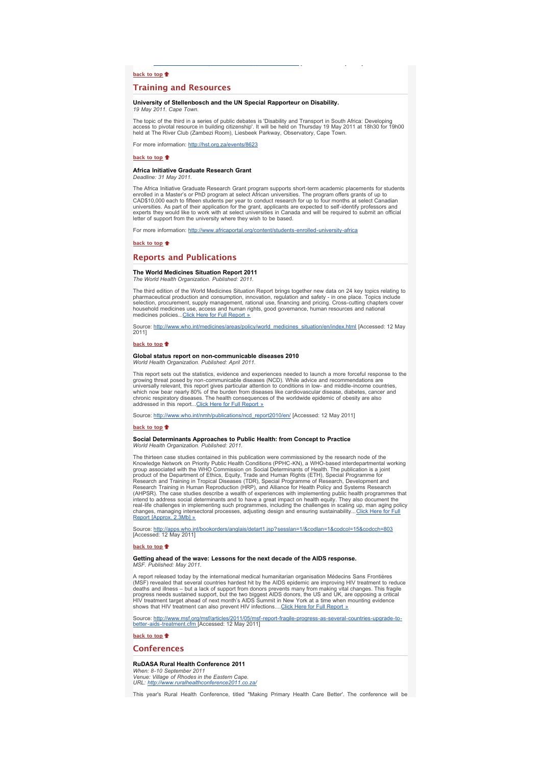**back to top**

## Training and Resources

**University of Stellenbosch and the UN Special Rapporteur on Disability.**
*19 May 2011. Cape Town.*

The topic of the third in a series of public debates is 'Disability and Transport in South Africa: Developing access to pivotal resource in building citizenship'. It will be held on Thursday 19 May 2011 at 18h30 for 19h00 held at The River Club (Zambezi Room), Liesbeek Parkway, Observatory, Cape Town.

For more information: http://hst.org.za/events/8623

**back to top**

**Africa Initiative Graduate Research Grant**
*Deadline: 31 May 2011.*

The Africa Initiative Graduate Research Grant program supports short-term academic placements for students enrolled in a Master's or PhD program at select African universities. The program offers grants of up to CAD$10,000 each to fifteen students per year to conduct research for up to four months at select Canadian universities. As part of their application for the grant, applicants are expected to self-identify professors and experts they would like to work with at select universities in Canada and will be required to submit an official letter of support from the university where they wish to be based.

For more information: http://www.africaportal.org/content/students-enrolled-university-africa

**back to top**

## Reports and Publications

**The World Medicines Situation Report 2011**
*The World Health Organization. Published: 2011.*

The third edition of the World Medicines Situation Report brings together new data on 24 key topics relating to pharmaceutical production and consumption, innovation, regulation and safety - in one place. Topics include selection, procurement, supply management, rational use, financing and pricing. Cross-cutting chapters cover household medicines use, access and human rights, good governance, human resources and national medicines policies...Click Here for Full Report »

Source: http://www.who.int/medicines/areas/policy/world_medicines_situation/en/index.html [Accessed: 12 May 2011]

**back to top**

**Global status report on non-communicable diseases 2010**
*World Health Organization. Published: April 2011.*

This report sets out the statistics, evidence and experiences needed to launch a more forceful response to the growing threat posed by non-communicable diseases (NCD). While advice and recommendations are universally relevant, this report gives particular attention to conditions in low- and middle-income countries, which now bear nearly 80% of the burden from diseases like cardiovascular disease, diabetes, cancer and chronic respiratory diseases. The health consequences of the worldwide epidemic of obesity are also addressed in this report...Click Here for Full Report »

Source: http://www.who.int/nmh/publications/ncd_report2010/en/ [Accessed: 12 May 2011]

**back to top**

**Social Determinants Approaches to Public Health: from Concept to Practice**
*World Health Organization. Published: 2011.*

The thirteen case studies contained in this publication were commissioned by the research node of the Knowledge Network on Priority Public Health Conditions (PPHC-KN), a WHO-based interdepartmental working group associated with the WHO Commission on Social Determinants of Health. The publication is a joint product of the Department of Ethics, Equity, Trade and Human Rights (ETH), Special Programme for Research and Training in Tropical Diseases (TDR), Special Programme of Research, Development and Research Training in Human Reproduction (HRP), and Alliance for Health Policy and Systems Research (AHPSR). The case studies describe a wealth of experiences with implementing public health programmes that intend to address social determinants and to have a great impact on health equity. They also document the real-life challenges in implementing such programmes, including the challenges in scaling up, man aging policy changes, managing intersectoral processes, adjusting design and ensuring sustainability...Click Here for Full Report [Approx. 2.3Mb] »

Source: http://apps.who.int/bookorders/anglais/detart1.jsp?sesslan=1/&codlan=1&codcol=15&codcch=803 [Accessed: 12 May 2011]

**back to top**

**Getting ahead of the wave: Lessons for the next decade of the AIDS response.**
*MSF. Published: May 2011.*

A report released today by the international medical humanitarian organisation Médecins Sans Frontières (MSF) revealed that several countries hardest hit by the AIDS epidemic are improving HIV treatment to reduce deaths and illness – but a lack of support from donors prevents many from making vital changes. This fragile progress needs sustained support, but the two biggest AIDS donors, the US and UK, are opposing a critical HIV treatment target ahead of next month's AIDS Summit in New York at a time when mounting evidence shows that HIV treatment can also prevent HIV infections....Click Here for Full Report »

Source: http://www.msf.org/msf/articles/2011/05/msf-report-fragile-progress-as-several-countries-upgrade-to-better-aids-treatment.cfm [Accessed: 12 May 2011]

**back to top**

## Conferences

**RuDASA Rural Health Conference 2011**
*When: 8-10 September 2011*
*Venue: Village of Rhodes in the Eastern Cape.*
*URL: http://www.ruralhealthconference2011.co.za/*

This year's Rural Health Conference, titled "Making Primary Health Care Better'. The conference will be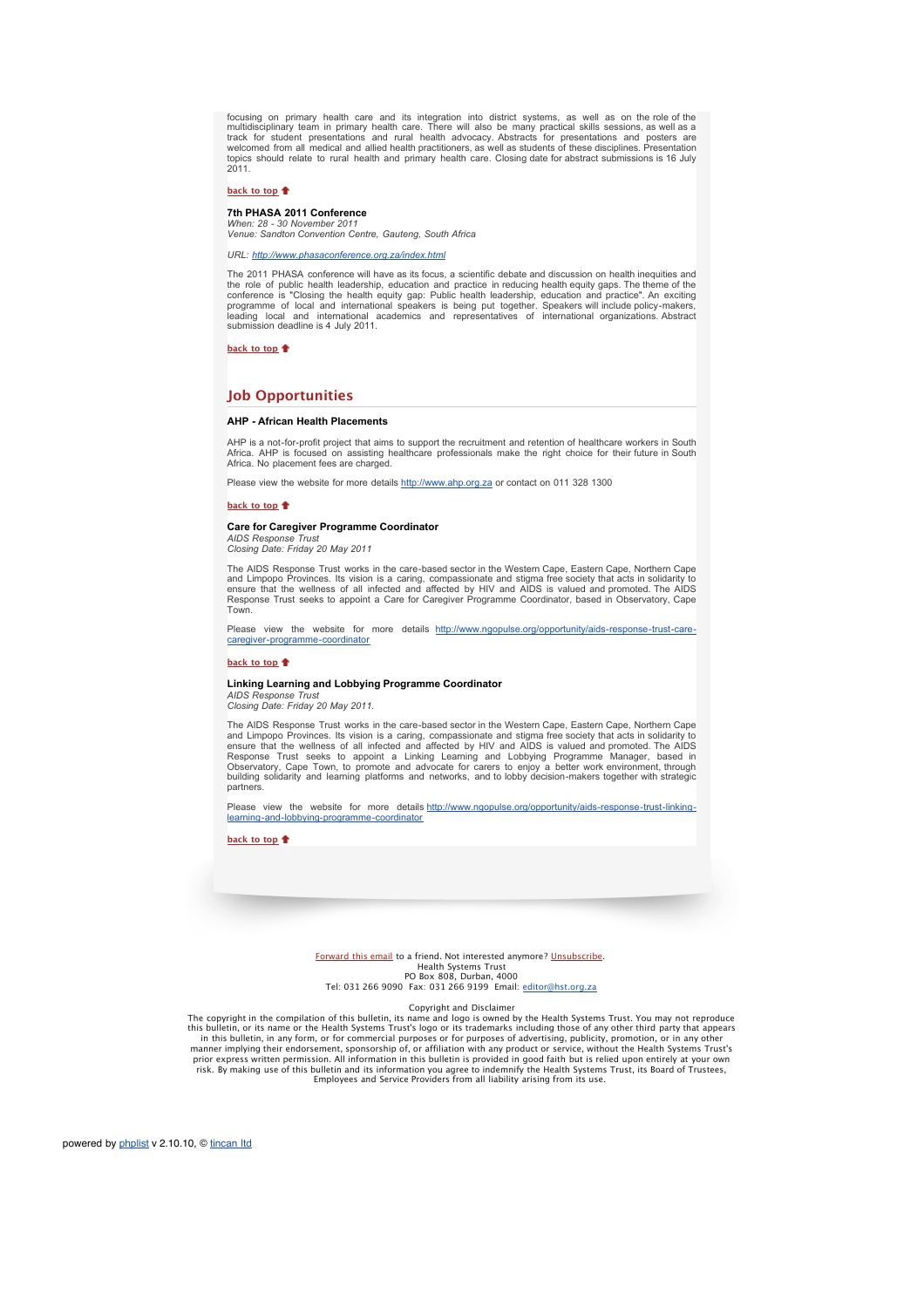focusing on primary health care and its integration into district systems, as well as on the role of the multidisciplinary team in primary health care. There will also be many practical skills sessions, as well as a track for student presentations and rural health advocacy. Abstracts for presentations and posters are welcomed from all medical and allied health practitioners, as well as students of these disciplines. Presentation topics should relate to rural health and primary health care. Closing date for abstract submissions is 16 July 2011.

back to top

### 7th PHASA 2011 Conference

*When: 28 - 30 November 2011*
*Venue: Sandton Convention Centre, Gauteng, South Africa*

*URL: http://www.phasaconference.org.za/index.html*

The 2011 PHASA conference will have as its focus, a scientific debate and discussion on health inequities and the role of public health leadership, education and practice in reducing health equity gaps. The theme of the conference is "Closing the health equity gap: Public health leadership, education and practice". An exciting programme of local and international speakers is being put together. Speakers will include policy-makers, leading local and international academics and representatives of international organizations. Abstract submission deadline is 4 July 2011.

back to top

## Job Opportunities

### AHP - African Health Placements

AHP is a not-for-profit project that aims to support the recruitment and retention of healthcare workers in South Africa. AHP is focused on assisting healthcare professionals make the right choice for their future in South Africa. No placement fees are charged.

Please view the website for more details http://www.ahp.org.za or contact on 011 328 1300

back to top

### Care for Caregiver Programme Coordinator

*AIDS Response Trust*
*Closing Date: Friday 20 May 2011*

The AIDS Response Trust works in the care-based sector in the Western Cape, Eastern Cape, Northern Cape and Limpopo Provinces. Its vision is a caring, compassionate and stigma free society that acts in solidarity to ensure that the wellness of all infected and affected by HIV and AIDS is valued and promoted. The AIDS Response Trust seeks to appoint a Care for Caregiver Programme Coordinator, based in Observatory, Cape Town.

Please view the website for more details http://www.ngopulse.org/opportunity/aids-response-trust-care-caregiver-programme-coordinator

back to top

### Linking Learning and Lobbying Programme Coordinator

*AIDS Response Trust*
*Closing Date: Friday 20 May 2011.*

The AIDS Response Trust works in the care-based sector in the Western Cape, Eastern Cape, Northern Cape and Limpopo Provinces. Its vision is a caring, compassionate and stigma free society that acts in solidarity to ensure that the wellness of all infected and affected by HIV and AIDS is valued and promoted. The AIDS Response Trust seeks to appoint a Linking Learning and Lobbying Programme Manager, based in Observatory, Cape Town, to promote and advocate for carers to enjoy a better work environment, through building solidarity and learning platforms and networks, and to lobby decision-makers together with strategic partners.

Please view the website for more details http://www.ngopulse.org/opportunity/aids-response-trust-linking-learning-and-lobbying-programme-coordinator

back to top

Forward this email to a friend. Not interested anymore? Unsubscribe.
Health Systems Trust
PO Box 808, Durban, 4000
Tel: 031 266 9090 Fax: 031 266 9199 Email: editor@hst.org.za

Copyright and Disclaimer
The copyright in the compilation of this bulletin, its name and logo is owned by the Health Systems Trust. You may not reproduce this bulletin, or its name or the Health Systems Trust's logo or its trademarks including those of any other third party that appears in this bulletin, in any form, or for commercial purposes or for purposes of advertising, publicity, promotion, or in any other manner implying their endorsement, sponsorship of, or affiliation with any product or service, without the Health Systems Trust's prior express written permission. All information in this bulletin is provided in good faith but is relied upon entirely at your own risk. By making use of this bulletin and its information you agree to indemnify the Health Systems Trust, its Board of Trustees, Employees and Service Providers from all liability arising from its use.

powered by phplist v 2.10.10, © tincan ltd